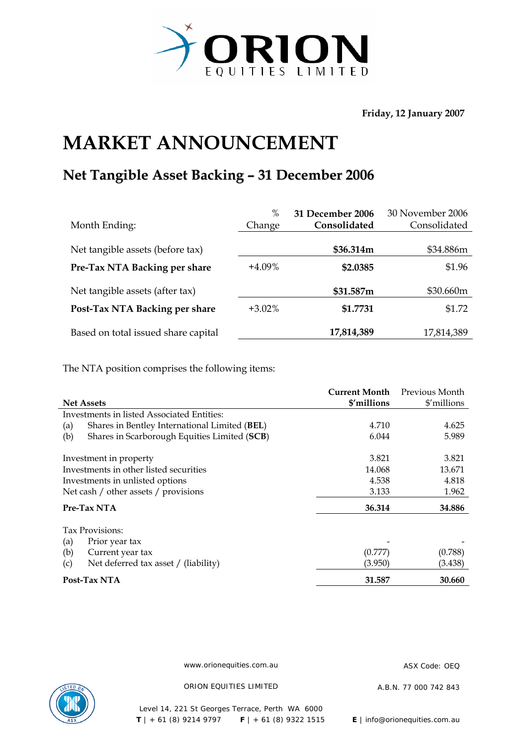Friday, 12 January 2007

# MARKET ANNOUNCEMENT

## Net Tangible Asset Backing – 31 December 2006

| Month Ending: | % Change | **31 December 2006 Consolidated** | 30 November 2006 Consolidated |
|---|---|---|---|
| Net tangible assets (before tax) | | **$36.314m** | $34.886m |
| **Pre-Tax NTA Backing per share** | +4.09% | **$2.0385** | $1.96 |
| Net tangible assets (after tax) | | **$31.587m** | $30.660m |
| **Post-Tax NTA Backing per share** | +3.02% | **$1.7731** | $1.72 |
| Based on total issued share capital | | **17,814,389** | 17,814,389 |

The NTA position comprises the following items:

| **Net Assets** | **Current Month $'millions** | Previous Month $'millions |
|---|---|---|
| Investments in listed Associated Entities: | | |
| (a) Shares in Bentley International Limited (**BEL**) | 4.710 | 4.625 |
| (b) Shares in Scarborough Equities Limited (**SCB**) | 6.044 | 5.989 |
| Investment in property | 3.821 | 3.821 |
| Investments in other listed securities | 14.068 | 13.671 |
| Investments in unlisted options | 4.538 | 4.818 |
| Net cash / other assets / provisions | 3.133 | 1.962 |
| **Pre-Tax NTA** | **36.314** | **34.886** |
| Tax Provisions: | | |
| (a) Prior year tax | - | - |
| (b) Current year tax | (0.777) | (0.788) |
| (c) Net deferred tax asset / (liability) | (3.950) | (3.438) |
| **Post-Tax NTA** | **31.587** | **30.660** |

www.orionequities.com.au ASX Code: OEQ

ORION EQUITIES LIMITED A.B.N. 77 000 742 843

Level 14, 221 St Georges Terrace, Perth WA 6000
**T** | + 61 (8) 9214 9797 **F** | + 61 (8) 9322 1515 **E** | info@orionequities.com.au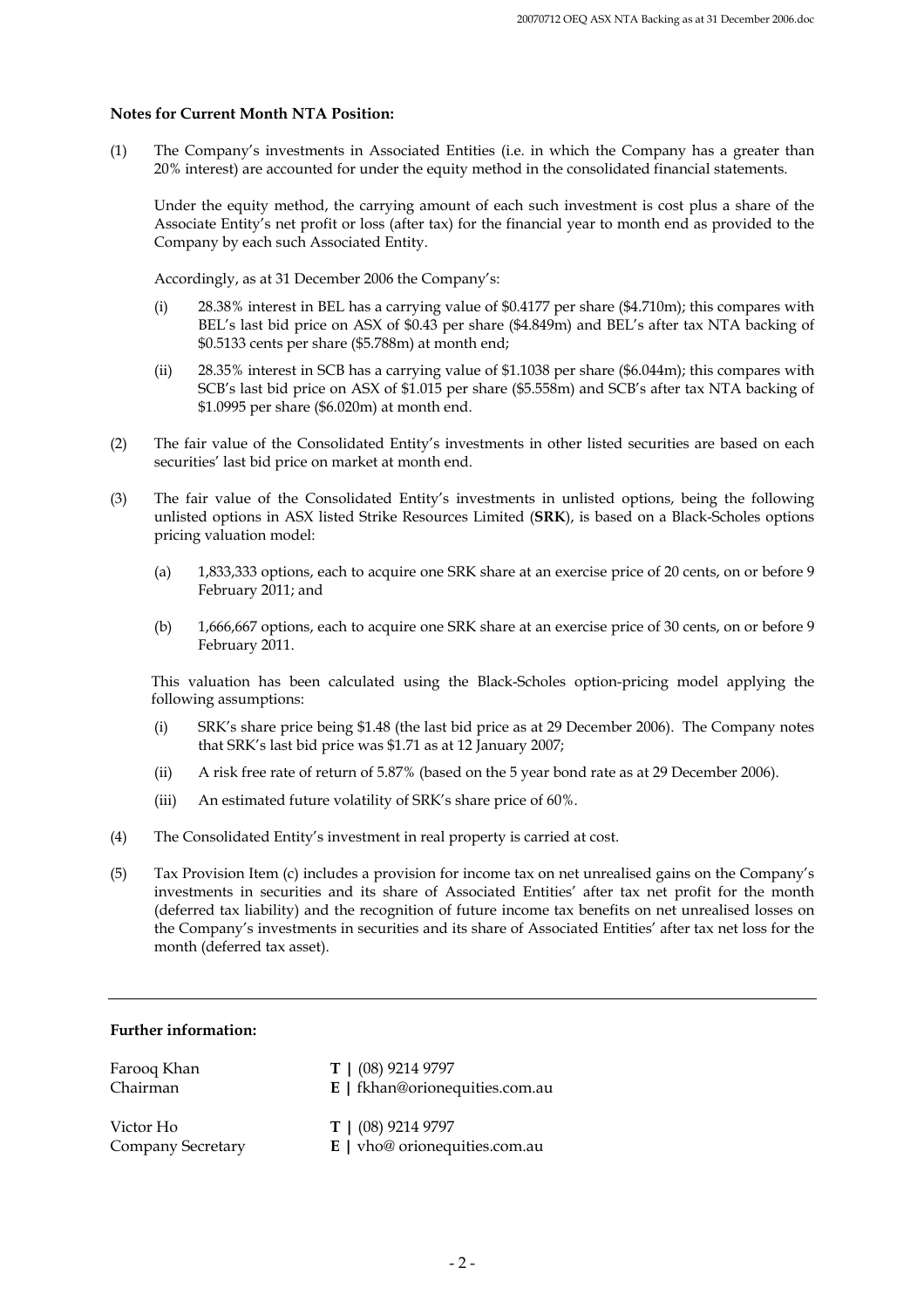**Notes for Current Month NTA Position:**

(1) The Company's investments in Associated Entities (i.e. in which the Company has a greater than 20% interest) are accounted for under the equity method in the consolidated financial statements.

Under the equity method, the carrying amount of each such investment is cost plus a share of the Associate Entity's net profit or loss (after tax) for the financial year to month end as provided to the Company by each such Associated Entity.

Accordingly, as at 31 December 2006 the Company's:

(i) 28.38% interest in BEL has a carrying value of $0.4177 per share ($4.710m); this compares with BEL's last bid price on ASX of $0.43 per share ($4.849m) and BEL's after tax NTA backing of $0.5133 cents per share ($5.788m) at month end;

(ii) 28.35% interest in SCB has a carrying value of $1.1038 per share ($6.044m); this compares with SCB's last bid price on ASX of $1.015 per share ($5.558m) and SCB's after tax NTA backing of $1.0995 per share ($6.020m) at month end.

(2) The fair value of the Consolidated Entity's investments in other listed securities are based on each securities' last bid price on market at month end.

(3) The fair value of the Consolidated Entity's investments in unlisted options, being the following unlisted options in ASX listed Strike Resources Limited (**SRK**), is based on a Black-Scholes options pricing valuation model:

(a) 1,833,333 options, each to acquire one SRK share at an exercise price of 20 cents, on or before 9 February 2011; and

(b) 1,666,667 options, each to acquire one SRK share at an exercise price of 30 cents, on or before 9 February 2011.

This valuation has been calculated using the Black-Scholes option-pricing model applying the following assumptions:

(i) SRK's share price being $1.48 (the last bid price as at 29 December 2006). The Company notes that SRK's last bid price was $1.71 as at 12 January 2007;

(ii) A risk free rate of return of 5.87% (based on the 5 year bond rate as at 29 December 2006).

(iii) An estimated future volatility of SRK's share price of 60%.

(4) The Consolidated Entity's investment in real property is carried at cost.

(5) Tax Provision Item (c) includes a provision for income tax on net unrealised gains on the Company's investments in securities and its share of Associated Entities' after tax net profit for the month (deferred tax liability) and the recognition of future income tax benefits on net unrealised losses on the Company's investments in securities and its share of Associated Entities' after tax net loss for the month (deferred tax asset).

---

**Further information:**

| | |
|---|---|
| Farooq Khan<br>Chairman | **T \|** (08) 9214 9797<br>**E \|** fkhan@orionequities.com.au |
| Victor Ho<br>Company Secretary | **T \|** (08) 9214 9797<br>**E \|** vho@ orionequities.com.au |